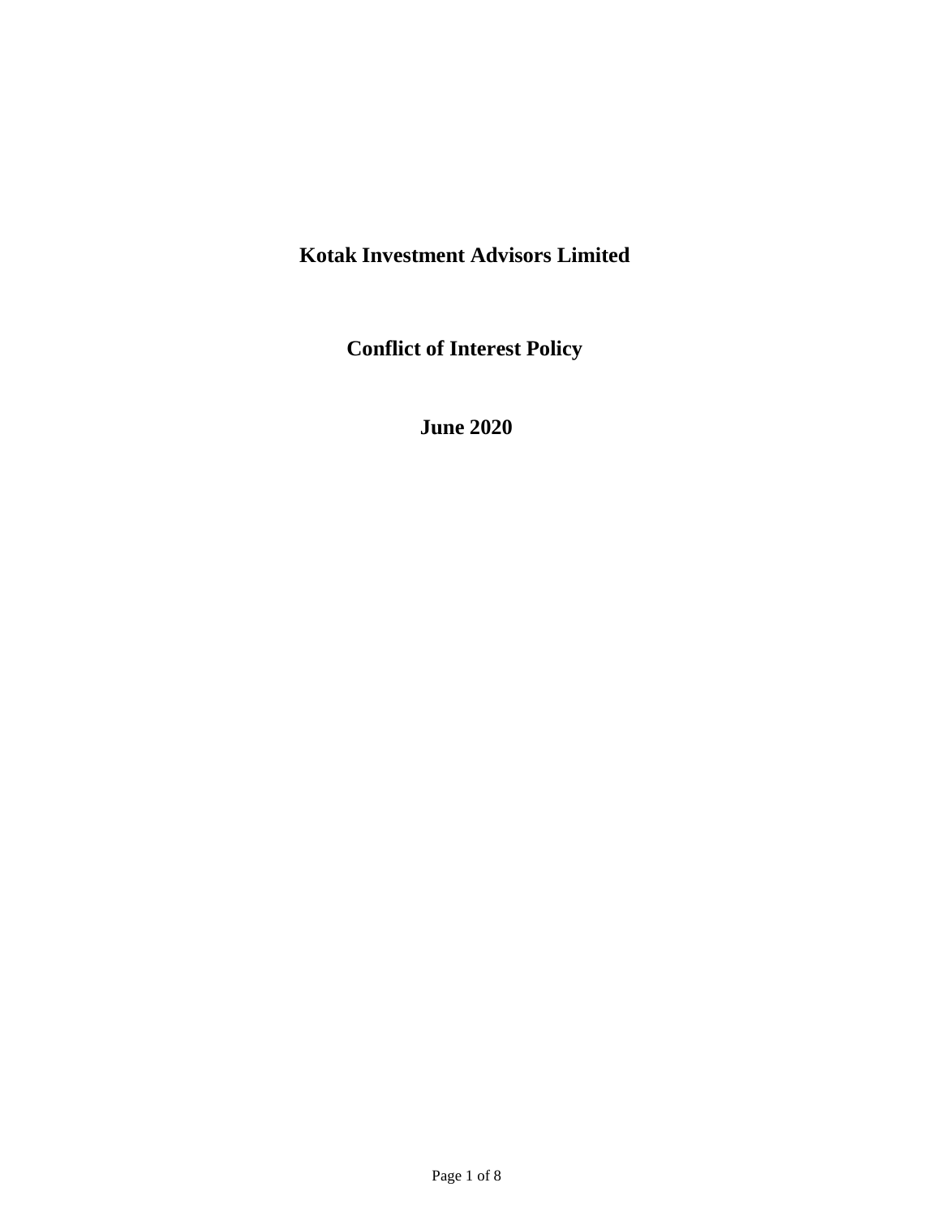# Kotak Investment Advisors Limited

# Conflict of Interest Policy

# June 2020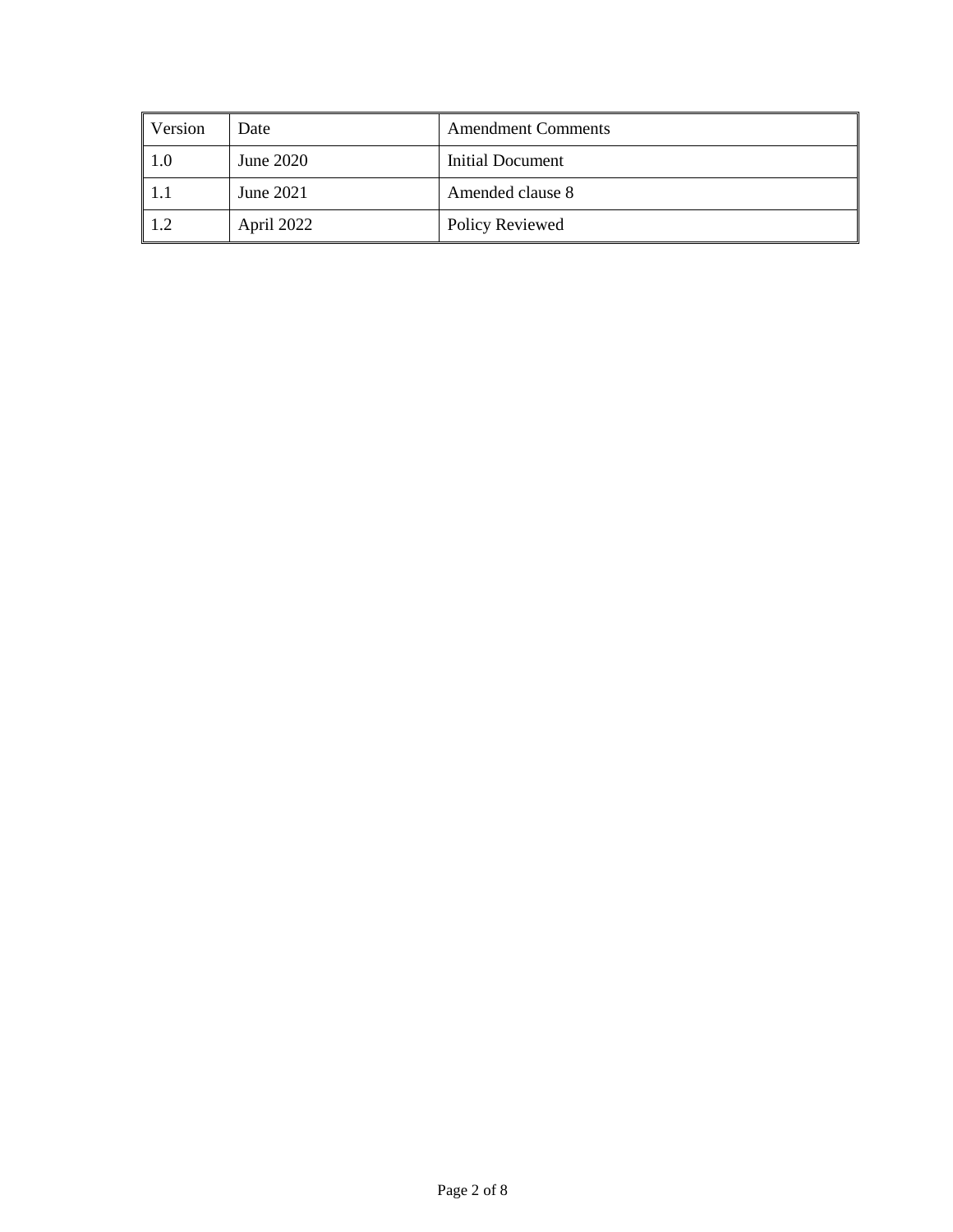| Version | Date | Amendment Comments |
| --- | --- | --- |
| 1.0 | June 2020 | Initial Document |
| 1.1 | June 2021 | Amended clause 8 |
| 1.2 | April 2022 | Policy Reviewed |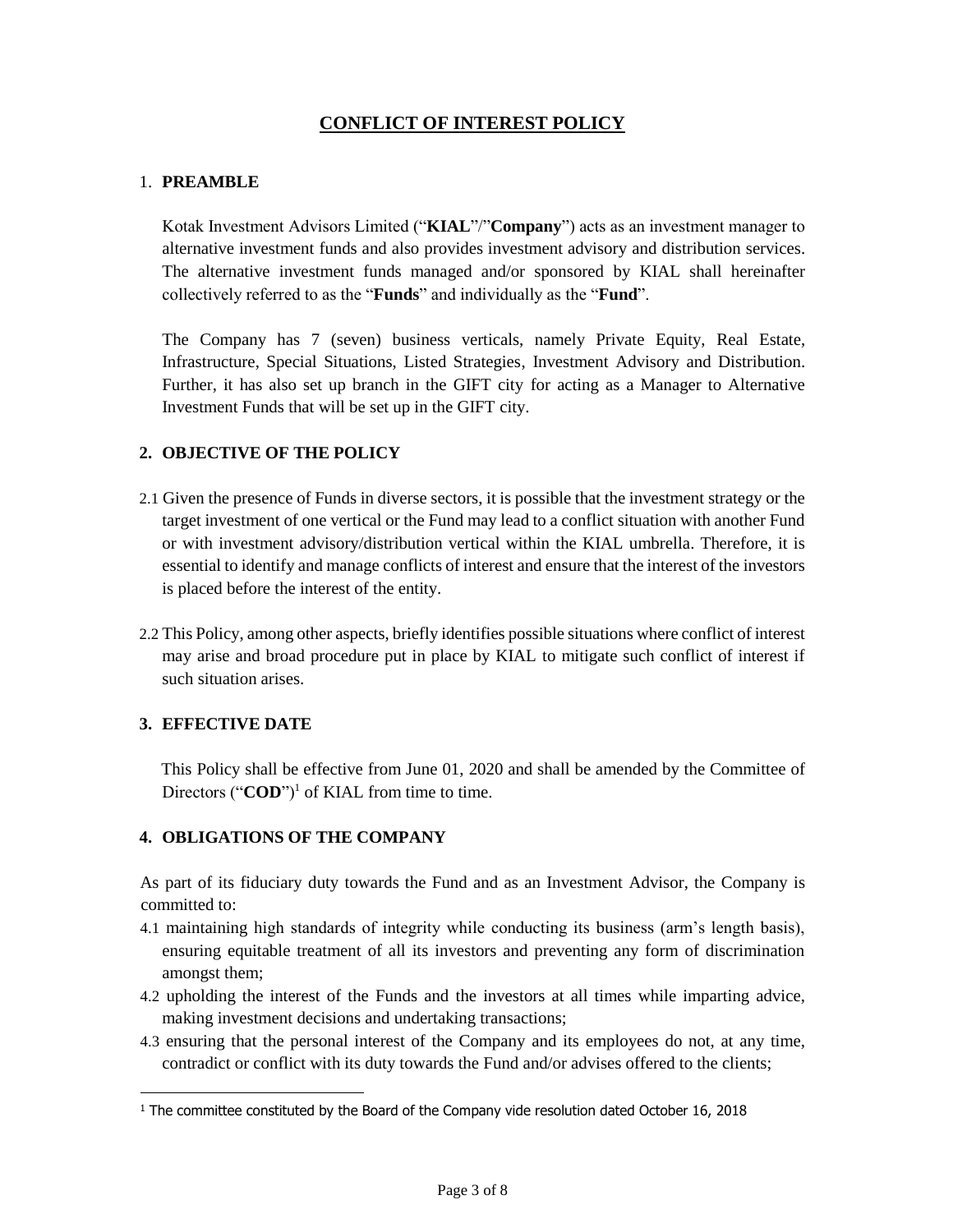# CONFLICT OF INTEREST POLICY

## 1. PREAMBLE

Kotak Investment Advisors Limited ("**KIAL**"/"**Company**") acts as an investment manager to alternative investment funds and also provides investment advisory and distribution services. The alternative investment funds managed and/or sponsored by KIAL shall hereinafter collectively referred to as the "**Funds**" and individually as the "**Fund**".

The Company has 7 (seven) business verticals, namely Private Equity, Real Estate, Infrastructure, Special Situations, Listed Strategies, Investment Advisory and Distribution. Further, it has also set up branch in the GIFT city for acting as a Manager to Alternative Investment Funds that will be set up in the GIFT city.

## 2. OBJECTIVE OF THE POLICY

2.1 Given the presence of Funds in diverse sectors, it is possible that the investment strategy or the target investment of one vertical or the Fund may lead to a conflict situation with another Fund or with investment advisory/distribution vertical within the KIAL umbrella. Therefore, it is essential to identify and manage conflicts of interest and ensure that the interest of the investors is placed before the interest of the entity.

2.2 This Policy, among other aspects, briefly identifies possible situations where conflict of interest may arise and broad procedure put in place by KIAL to mitigate such conflict of interest if such situation arises.

## 3. EFFECTIVE DATE

This Policy shall be effective from June 01, 2020 and shall be amended by the Committee of Directors ("**COD**")[1] of KIAL from time to time.

## 4. OBLIGATIONS OF THE COMPANY

As part of its fiduciary duty towards the Fund and as an Investment Advisor, the Company is committed to:

4.1 maintaining high standards of integrity while conducting its business (arm's length basis), ensuring equitable treatment of all its investors and preventing any form of discrimination amongst them;

4.2 upholding the interest of the Funds and the investors at all times while imparting advice, making investment decisions and undertaking transactions;

4.3 ensuring that the personal interest of the Company and its employees do not, at any time, contradict or conflict with its duty towards the Fund and/or advises offered to the clients;

---

[1] The committee constituted by the Board of the Company vide resolution dated October 16, 2018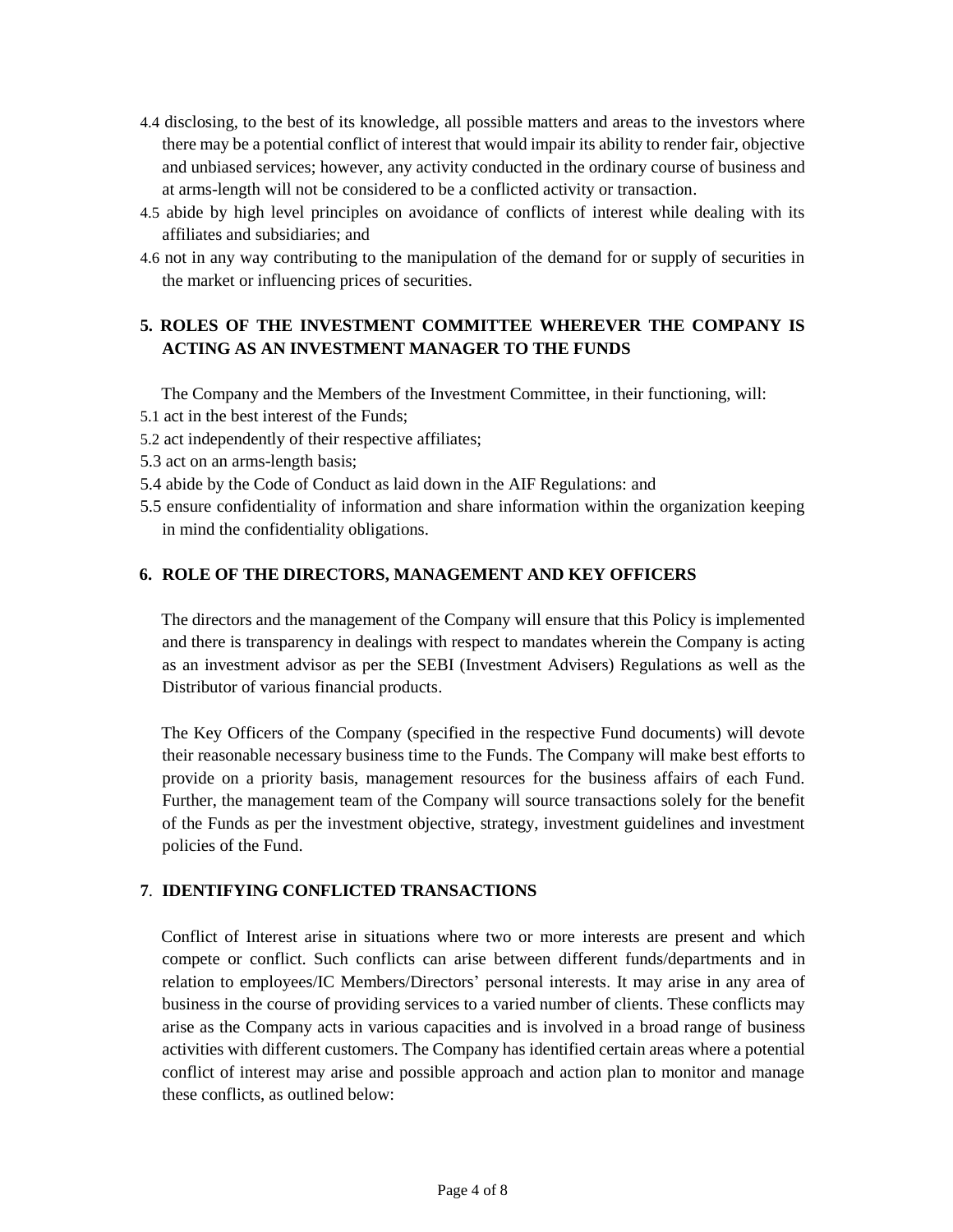4.4 disclosing, to the best of its knowledge, all possible matters and areas to the investors where there may be a potential conflict of interest that would impair its ability to render fair, objective and unbiased services; however, any activity conducted in the ordinary course of business and at arms-length will not be considered to be a conflicted activity or transaction.

4.5 abide by high level principles on avoidance of conflicts of interest while dealing with its affiliates and subsidiaries; and

4.6 not in any way contributing to the manipulation of the demand for or supply of securities in the market or influencing prices of securities.

## 5. ROLES OF THE INVESTMENT COMMITTEE WHEREVER THE COMPANY IS ACTING AS AN INVESTMENT MANAGER TO THE FUNDS

The Company and the Members of the Investment Committee, in their functioning, will:

5.1 act in the best interest of the Funds;

5.2 act independently of their respective affiliates;

5.3 act on an arms-length basis;

5.4 abide by the Code of Conduct as laid down in the AIF Regulations: and

5.5 ensure confidentiality of information and share information within the organization keeping in mind the confidentiality obligations.

## 6. ROLE OF THE DIRECTORS, MANAGEMENT AND KEY OFFICERS

The directors and the management of the Company will ensure that this Policy is implemented and there is transparency in dealings with respect to mandates wherein the Company is acting as an investment advisor as per the SEBI (Investment Advisers) Regulations as well as the Distributor of various financial products.

The Key Officers of the Company (specified in the respective Fund documents) will devote their reasonable necessary business time to the Funds. The Company will make best efforts to provide on a priority basis, management resources for the business affairs of each Fund. Further, the management team of the Company will source transactions solely for the benefit of the Funds as per the investment objective, strategy, investment guidelines and investment policies of the Fund.

## 7. IDENTIFYING CONFLICTED TRANSACTIONS

Conflict of Interest arise in situations where two or more interests are present and which compete or conflict. Such conflicts can arise between different funds/departments and in relation to employees/IC Members/Directors' personal interests. It may arise in any area of business in the course of providing services to a varied number of clients. These conflicts may arise as the Company acts in various capacities and is involved in a broad range of business activities with different customers. The Company has identified certain areas where a potential conflict of interest may arise and possible approach and action plan to monitor and manage these conflicts, as outlined below: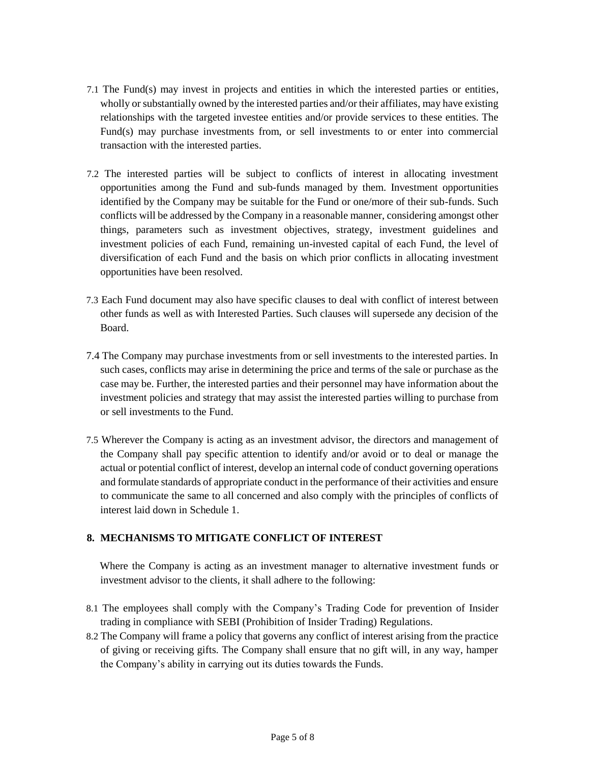7.1 The Fund(s) may invest in projects and entities in which the interested parties or entities, wholly or substantially owned by the interested parties and/or their affiliates, may have existing relationships with the targeted investee entities and/or provide services to these entities. The Fund(s) may purchase investments from, or sell investments to or enter into commercial transaction with the interested parties.

7.2 The interested parties will be subject to conflicts of interest in allocating investment opportunities among the Fund and sub-funds managed by them. Investment opportunities identified by the Company may be suitable for the Fund or one/more of their sub-funds. Such conflicts will be addressed by the Company in a reasonable manner, considering amongst other things, parameters such as investment objectives, strategy, investment guidelines and investment policies of each Fund, remaining un-invested capital of each Fund, the level of diversification of each Fund and the basis on which prior conflicts in allocating investment opportunities have been resolved.

7.3 Each Fund document may also have specific clauses to deal with conflict of interest between other funds as well as with Interested Parties. Such clauses will supersede any decision of the Board.

7.4 The Company may purchase investments from or sell investments to the interested parties. In such cases, conflicts may arise in determining the price and terms of the sale or purchase as the case may be. Further, the interested parties and their personnel may have information about the investment policies and strategy that may assist the interested parties willing to purchase from or sell investments to the Fund.

7.5 Wherever the Company is acting as an investment advisor, the directors and management of the Company shall pay specific attention to identify and/or avoid or to deal or manage the actual or potential conflict of interest, develop an internal code of conduct governing operations and formulate standards of appropriate conduct in the performance of their activities and ensure to communicate the same to all concerned and also comply with the principles of conflicts of interest laid down in Schedule 1.

## 8. MECHANISMS TO MITIGATE CONFLICT OF INTEREST

Where the Company is acting as an investment manager to alternative investment funds or investment advisor to the clients, it shall adhere to the following:

8.1 The employees shall comply with the Company's Trading Code for prevention of Insider trading in compliance with SEBI (Prohibition of Insider Trading) Regulations.

8.2 The Company will frame a policy that governs any conflict of interest arising from the practice of giving or receiving gifts. The Company shall ensure that no gift will, in any way, hamper the Company's ability in carrying out its duties towards the Funds.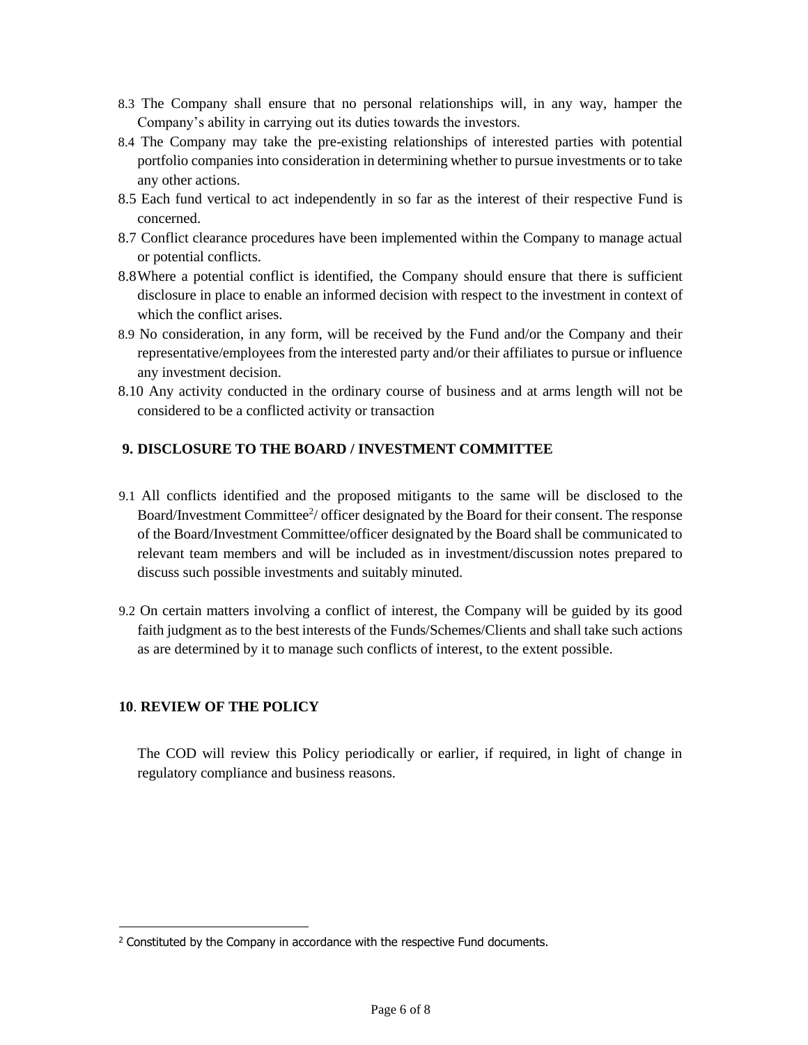8.3 The Company shall ensure that no personal relationships will, in any way, hamper the Company's ability in carrying out its duties towards the investors.

8.4 The Company may take the pre-existing relationships of interested parties with potential portfolio companies into consideration in determining whether to pursue investments or to take any other actions.

8.5 Each fund vertical to act independently in so far as the interest of their respective Fund is concerned.

8.7 Conflict clearance procedures have been implemented within the Company to manage actual or potential conflicts.

8.8 Where a potential conflict is identified, the Company should ensure that there is sufficient disclosure in place to enable an informed decision with respect to the investment in context of which the conflict arises.

8.9 No consideration, in any form, will be received by the Fund and/or the Company and their representative/employees from the interested party and/or their affiliates to pursue or influence any investment decision.

8.10 Any activity conducted in the ordinary course of business and at arms length will not be considered to be a conflicted activity or transaction

## 9. DISCLOSURE TO THE BOARD / INVESTMENT COMMITTEE

9.1 All conflicts identified and the proposed mitigants to the same will be disclosed to the Board/Investment Committee[2]/ officer designated by the Board for their consent. The response of the Board/Investment Committee/officer designated by the Board shall be communicated to relevant team members and will be included as in investment/discussion notes prepared to discuss such possible investments and suitably minuted.

9.2 On certain matters involving a conflict of interest, the Company will be guided by its good faith judgment as to the best interests of the Funds/Schemes/Clients and shall take such actions as are determined by it to manage such conflicts of interest, to the extent possible.

## 10. REVIEW OF THE POLICY

The COD will review this Policy periodically or earlier, if required, in light of change in regulatory compliance and business reasons.

[2] Constituted by the Company in accordance with the respective Fund documents.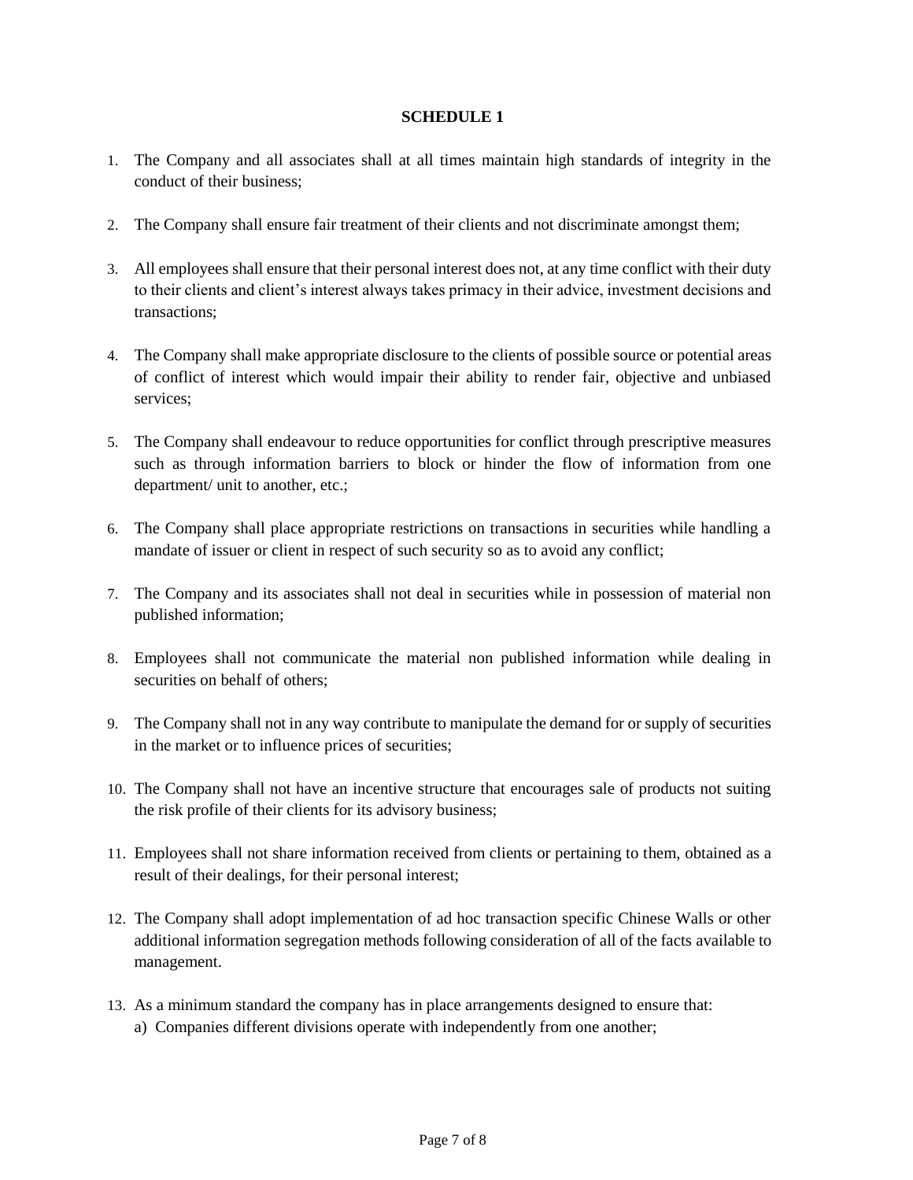**SCHEDULE 1**

1. The Company and all associates shall at all times maintain high standards of integrity in the conduct of their business;

2. The Company shall ensure fair treatment of their clients and not discriminate amongst them;

3. All employees shall ensure that their personal interest does not, at any time conflict with their duty to their clients and client's interest always takes primacy in their advice, investment decisions and transactions;

4. The Company shall make appropriate disclosure to the clients of possible source or potential areas of conflict of interest which would impair their ability to render fair, objective and unbiased services;

5. The Company shall endeavour to reduce opportunities for conflict through prescriptive measures such as through information barriers to block or hinder the flow of information from one department/ unit to another, etc.;

6. The Company shall place appropriate restrictions on transactions in securities while handling a mandate of issuer or client in respect of such security so as to avoid any conflict;

7. The Company and its associates shall not deal in securities while in possession of material non published information;

8. Employees shall not communicate the material non published information while dealing in securities on behalf of others;

9. The Company shall not in any way contribute to manipulate the demand for or supply of securities in the market or to influence prices of securities;

10. The Company shall not have an incentive structure that encourages sale of products not suiting the risk profile of their clients for its advisory business;

11. Employees shall not share information received from clients or pertaining to them, obtained as a result of their dealings, for their personal interest;

12. The Company shall adopt implementation of ad hoc transaction specific Chinese Walls or other additional information segregation methods following consideration of all of the facts available to management.

13. As a minimum standard the company has in place arrangements designed to ensure that:
    a) Companies different divisions operate with independently from one another;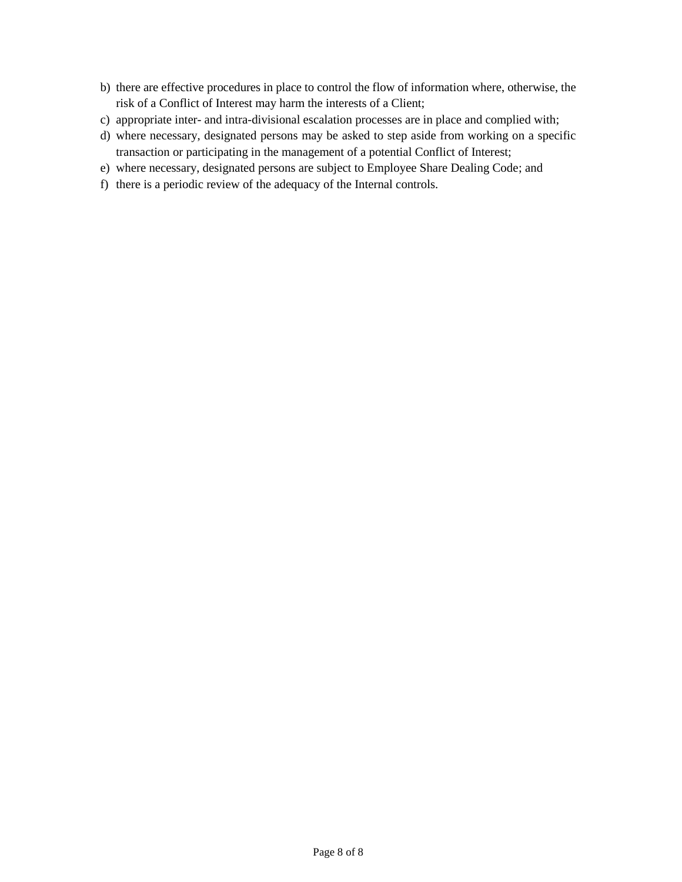b) there are effective procedures in place to control the flow of information where, otherwise, the risk of a Conflict of Interest may harm the interests of a Client;
c) appropriate inter- and intra-divisional escalation processes are in place and complied with;
d) where necessary, designated persons may be asked to step aside from working on a specific transaction or participating in the management of a potential Conflict of Interest;
e) where necessary, designated persons are subject to Employee Share Dealing Code; and
f) there is a periodic review of the adequacy of the Internal controls.